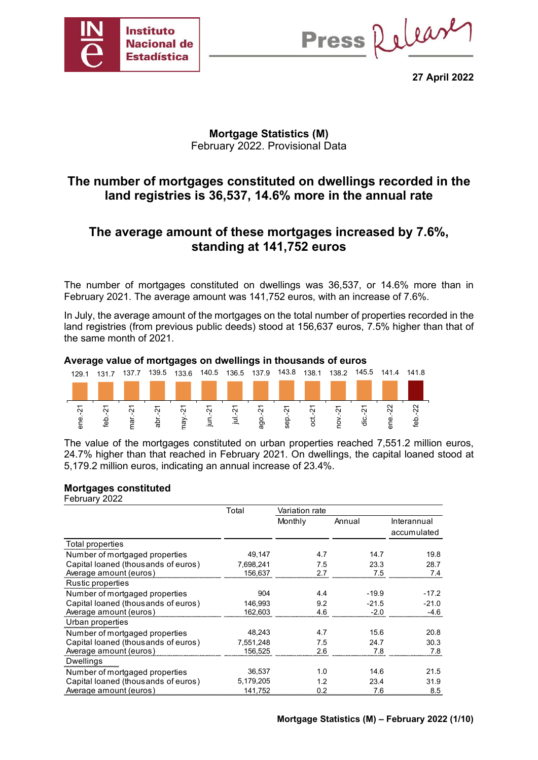27 April 2022

**Mortgage Statistics (M)**
February 2022. Provisional Data

# The number of mortgages constituted on dwellings recorded in the land registries is 36,537, 14.6% more in the annual rate

# The average amount of these mortgages increased by 7.6%, standing at 141,752 euros

The number of mortgages constituted on dwellings was 36,537, or 14.6% more than in February 2021. The average amount was 141,752 euros, with an increase of 7.6%.

In July, the average amount of the mortgages on the total number of properties recorded in the land registries (from previous public deeds) stood at 156,637 euros, 7.5% higher than that of the same month of 2021.

**Average value of mortgages on dwellings in thousands of euros**

| ene.-21 | feb.-21 | mar.-21 | abr.-21 | may.-21 | jun.-21 | jul.-21 | ago.-21 | sep.-21 | oct.-21 | nov.-21 | dic.-21 | ene.-22 | feb.-22 |
|---|---|---|---|---|---|---|---|---|---|---|---|---|---|
| 129.1 | 131.7 | 137.7 | 139.5 | 133.6 | 140.5 | 136.5 | 137.9 | 143.8 | 138.1 | 138.2 | 145.5 | 141.4 | 141.8 |

The value of the mortgages constituted on urban properties reached 7,551.2 million euros, 24.7% higher than that reached in February 2021. On dwellings, the capital loaned stood at 5,179.2 million euros, indicating an annual increase of 23.4%.

**Mortgages constituted**
February 2022

| | Total | Variation rate | | |
|---|---|---|---|---|
| | | Monthly | Annual | Interannual accumulated |
| **Total properties** | | | | |
| Number of mortgaged properties | 49,147 | 4.7 | 14.7 | 19.8 |
| Capital loaned (thousands of euros) | 7,698,241 | 7.5 | 23.3 | 28.7 |
| Average amount (euros) | 156,637 | 2.7 | 7.5 | 7.4 |
| **Rustic properties** | | | | |
| Number of mortgaged properties | 904 | 4.4 | -19.9 | -17.2 |
| Capital loaned (thousands of euros) | 146,993 | 9.2 | -21.5 | -21.0 |
| Average amount (euros) | 162,603 | 4.6 | -2.0 | -4.6 |
| **Urban properties** | | | | |
| Number of mortgaged properties | 48,243 | 4.7 | 15.6 | 20.8 |
| Capital loaned (thousands of euros) | 7,551,248 | 7.5 | 24.7 | 30.3 |
| Average amount (euros) | 156,525 | 2.6 | 7.8 | 7.8 |
| **Dwellings** | | | | |
| Number of mortgaged properties | 36,537 | 1.0 | 14.6 | 21.5 |
| Capital loaned (thousands of euros) | 5,179,205 | 1.2 | 23.4 | 31.9 |
| Average amount (euros) | 141,752 | 0.2 | 7.6 | 8.5 |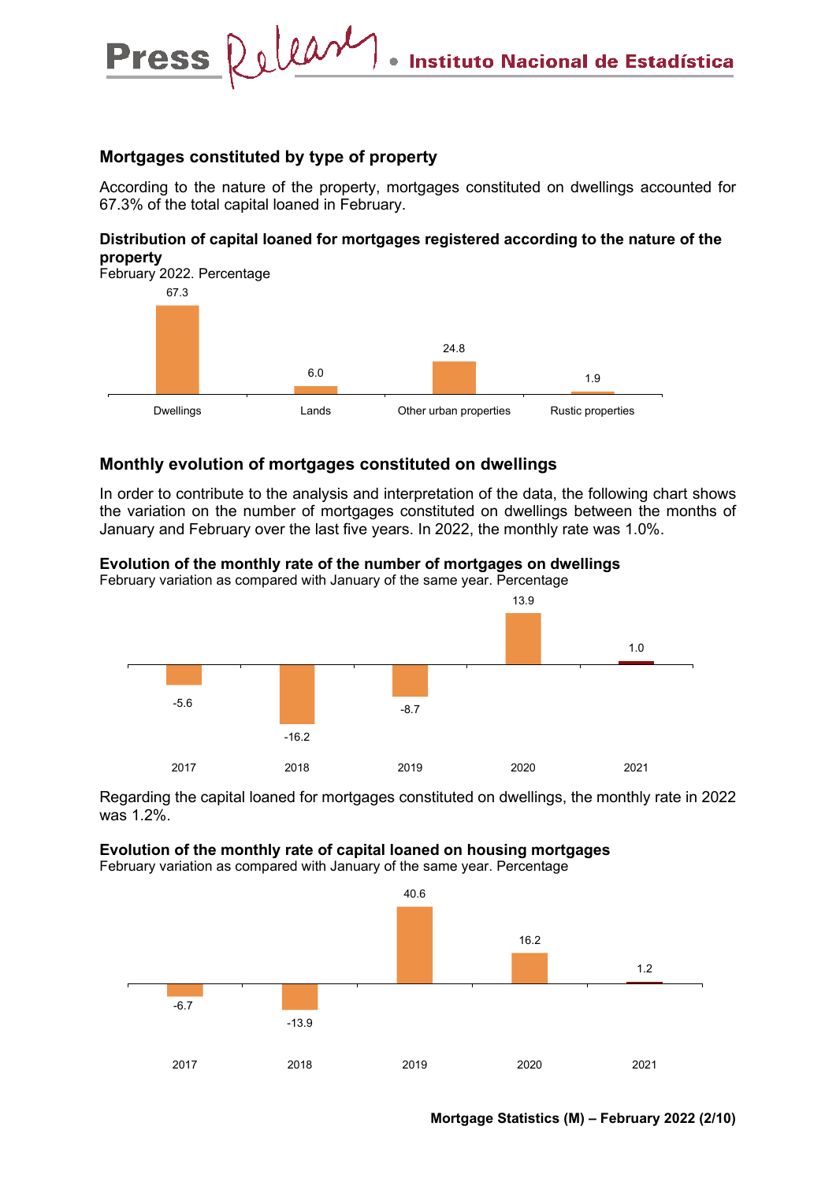## Mortgages constituted by type of property

According to the nature of the property, mortgages constituted on dwellings accounted for 67.3% of the total capital loaned in February.

**Distribution of capital loaned for mortgages registered according to the nature of the property**
February 2022. Percentage

| Dwellings | Lands | Other urban properties | Rustic properties |
|---|---|---|---|
| 67.3 | 6.0 | 24.8 | 1.9 |

## Monthly evolution of mortgages constituted on dwellings

In order to contribute to the analysis and interpretation of the data, the following chart shows the variation on the number of mortgages constituted on dwellings between the months of January and February over the last five years. In 2022, the monthly rate was 1.0%.

**Evolution of the monthly rate of the number of mortgages on dwellings**
February variation as compared with January of the same year. Percentage

| 2017 | 2018 | 2019 | 2020 | 2021 |
|---|---|---|---|---|
| -5.6 | -16.2 | -8.7 | 13.9 | 1.0 |

Regarding the capital loaned for mortgages constituted on dwellings, the monthly rate in 2022 was 1.2%.

**Evolution of the monthly rate of capital loaned on housing mortgages**
February variation as compared with January of the same year. Percentage

| 2017 | 2018 | 2019 | 2020 | 2021 |
|---|---|---|---|---|
| -6.7 | -13.9 | 40.6 | 16.2 | 1.2 |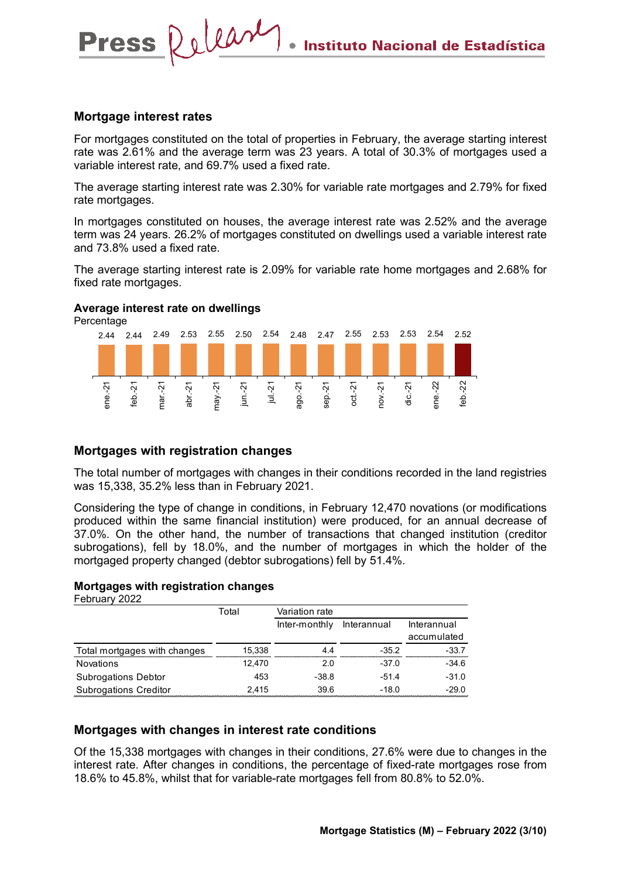## Mortgage interest rates

For mortgages constituted on the total of properties in February, the average starting interest rate was 2.61% and the average term was 23 years. A total of 30.3% of mortgages used a variable interest rate, and 69.7% used a fixed rate.

The average starting interest rate was 2.30% for variable rate mortgages and 2.79% for fixed rate mortgages.

In mortgages constituted on houses, the average interest rate was 2.52% and the average term was 24 years. 26.2% of mortgages constituted on dwellings used a variable interest rate and 73.8% used a fixed rate.

The average starting interest rate is 2.09% for variable rate home mortgages and 2.68% for fixed rate mortgages.

**Average interest rate on dwellings**

Percentage

| ene.-21 | feb.-21 | mar.-21 | abr.-21 | may.-21 | jun.-21 | jul.-21 | ago.-21 | sep.-21 | oct.-21 | nov.-21 | dic.-21 | ene.-22 | feb.-22 |
|---|---|---|---|---|---|---|---|---|---|---|---|---|---|
| 2.44 | 2.44 | 2.49 | 2.53 | 2.55 | 2.50 | 2.54 | 2.48 | 2.47 | 2.55 | 2.53 | 2.53 | 2.54 | 2.52 |

## Mortgages with registration changes

The total number of mortgages with changes in their conditions recorded in the land registries was 15,338, 35.2% less than in February 2021.

Considering the type of change in conditions, in February 12,470 novations (or modifications produced within the same financial institution) were produced, for an annual decrease of 37.0%. On the other hand, the number of transactions that changed institution (creditor subrogations), fell by 18.0%, and the number of mortgages in which the holder of the mortgaged property changed (debtor subrogations) fell by 51.4%.

**Mortgages with registration changes**

February 2022

| | Total | Variation rate | | |
|---|---|---|---|---|
| | | Inter-monthly | Interannual | Interannual accumulated |
| Total mortgages with changes | 15,338 | 4.4 | -35.2 | -33.7 |
| Novations | 12,470 | 2.0 | -37.0 | -34.6 |
| Subrogations Debtor | 453 | -38.8 | -51.4 | -31.0 |
| Subrogations Creditor | 2,415 | 39.6 | -18.0 | -29.0 |

## Mortgages with changes in interest rate conditions

Of the 15,338 mortgages with changes in their conditions, 27.6% were due to changes in the interest rate. After changes in conditions, the percentage of fixed-rate mortgages rose from 18.6% to 45.8%, whilst that for variable-rate mortgages fell from 80.8% to 52.0%.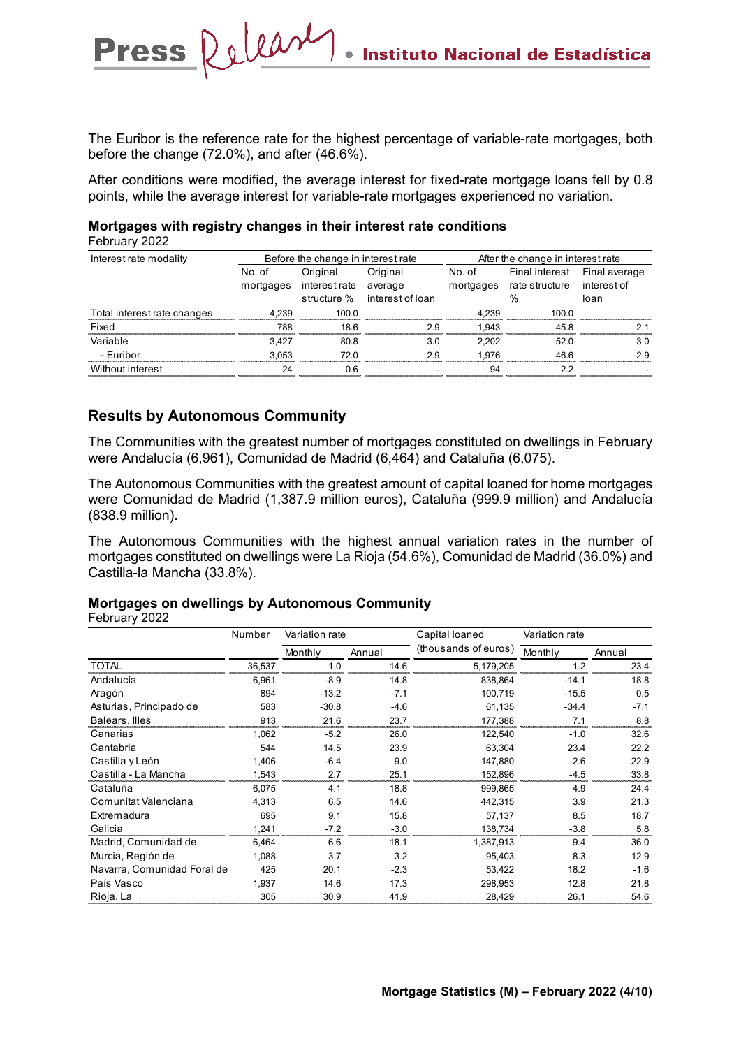The Euribor is the reference rate for the highest percentage of variable-rate mortgages, both before the change (72.0%), and after (46.6%).

After conditions were modified, the average interest for fixed-rate mortgage loans fell by 0.8 points, while the average interest for variable-rate mortgages experienced no variation.

**Mortgages with registry changes in their interest rate conditions**
February 2022

| Interest rate modality | Before the change in interest rate | | | After the change in interest rate | | |
|---|---|---|---|---|---|---|
| | No. of mortgages | Original interest rate structure % | Original average interest of loan | No. of mortgages | Final interest rate structure % | Final average interest of loan |
| Total interest rate changes | 4,239 | 100.0 | | 4,239 | 100.0 | |
| Fixed | 788 | 18.6 | 2.9 | 1,943 | 45.8 | 2.1 |
| Variable | 3,427 | 80.8 | 3.0 | 2,202 | 52.0 | 3.0 |
| - Euribor | 3,053 | 72.0 | 2.9 | 1,976 | 46.6 | 2.9 |
| Without interest | 24 | 0.6 | - | 94 | 2.2 | - |

## Results by Autonomous Community

The Communities with the greatest number of mortgages constituted on dwellings in February were Andalucía (6,961), Comunidad de Madrid (6,464) and Cataluña (6,075).

The Autonomous Communities with the greatest amount of capital loaned for home mortgages were Comunidad de Madrid (1,387.9 million euros), Cataluña (999.9 million) and Andalucía (838.9 million).

The Autonomous Communities with the highest annual variation rates in the number of mortgages constituted on dwellings were La Rioja (54.6%), Comunidad de Madrid (36.0%) and Castilla-la Mancha (33.8%).

**Mortgages on dwellings by Autonomous Community**
February 2022

| | Number | Variation rate | | Capital loaned (thousands of euros) | Variation rate | |
|---|---|---|---|---|---|---|
| | | Monthly | Annual | | Monthly | Annual |
| TOTAL | 36,537 | 1.0 | 14.6 | 5,179,205 | 1.2 | 23.4 |
| Andalucía | 6,961 | -8.9 | 14.8 | 838,864 | -14.1 | 18.8 |
| Aragón | 894 | -13.2 | -7.1 | 100,719 | -15.5 | 0.5 |
| Asturias, Principado de | 583 | -30.8 | -4.6 | 61,135 | -34.4 | -7.1 |
| Balears, Illes | 913 | 21.6 | 23.7 | 177,388 | 7.1 | 8.8 |
| Canarias | 1,062 | -5.2 | 26.0 | 122,540 | -1.0 | 32.6 |
| Cantabria | 544 | 14.5 | 23.9 | 63,304 | 23.4 | 22.2 |
| Castilla y León | 1,406 | -6.4 | 9.0 | 147,880 | -2.6 | 22.9 |
| Castilla - La Mancha | 1,543 | 2.7 | 25.1 | 152,896 | -4.5 | 33.8 |
| Cataluña | 6,075 | 4.1 | 18.8 | 999,865 | 4.9 | 24.4 |
| Comunitat Valenciana | 4,313 | 6.5 | 14.6 | 442,315 | 3.9 | 21.3 |
| Extremadura | 695 | 9.1 | 15.8 | 57,137 | 8.5 | 18.7 |
| Galicia | 1,241 | -7.2 | -3.0 | 138,734 | -3.8 | 5.8 |
| Madrid, Comunidad de | 6,464 | 6.6 | 18.1 | 1,387,913 | 9.4 | 36.0 |
| Murcia, Región de | 1,088 | 3.7 | 3.2 | 95,403 | 8.3 | 12.9 |
| Navarra, Comunidad Foral de | 425 | 20.1 | -2.3 | 53,422 | 18.2 | -1.6 |
| País Vasco | 1,937 | 14.6 | 17.3 | 298,953 | 12.8 | 21.8 |
| Rioja, La | 305 | 30.9 | 41.9 | 28,429 | 26.1 | 54.6 |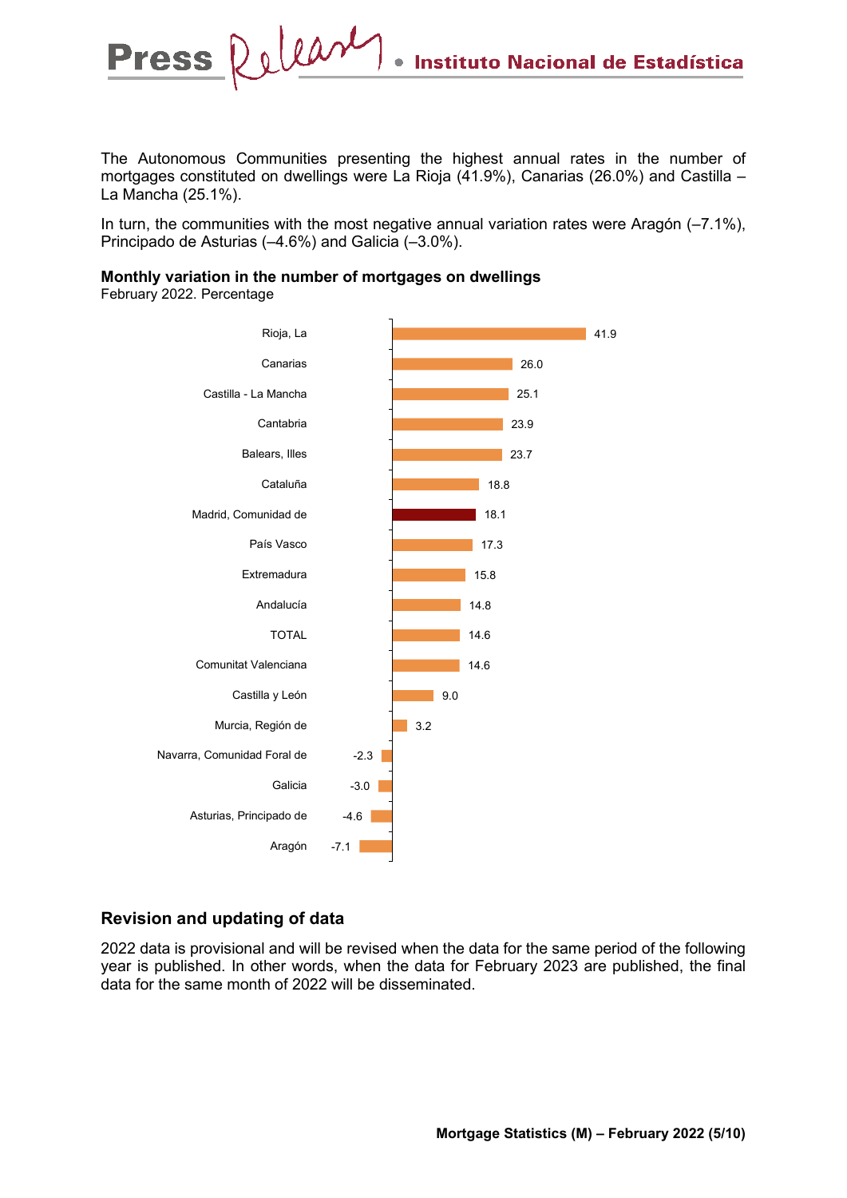The Autonomous Communities presenting the highest annual rates in the number of mortgages constituted on dwellings were La Rioja (41.9%), Canarias (26.0%) and Castilla – La Mancha (25.1%).

In turn, the communities with the most negative annual variation rates were Aragón (–7.1%), Principado de Asturias (–4.6%) and Galicia (–3.0%).

**Monthly variation in the number of mortgages on dwellings**
February 2022. Percentage

| Autonomous Community | % |
|---|---|
| Rioja, La | 41.9 |
| Canarias | 26.0 |
| Castilla - La Mancha | 25.1 |
| Cantabria | 23.9 |
| Balears, Illes | 23.7 |
| Cataluña | 18.8 |
| Madrid, Comunidad de | 18.1 |
| País Vasco | 17.3 |
| Extremadura | 15.8 |
| Andalucía | 14.8 |
| TOTAL | 14.6 |
| Comunitat Valenciana | 14.6 |
| Castilla y León | 9.0 |
| Murcia, Región de | 3.2 |
| Navarra, Comunidad Foral de | -2.3 |
| Galicia | -3.0 |
| Asturias, Principado de | -4.6 |
| Aragón | -7.1 |

## Revision and updating of data

2022 data is provisional and will be revised when the data for the same period of the following year is published. In other words, when the data for February 2023 are published, the final data for the same month of 2022 will be disseminated.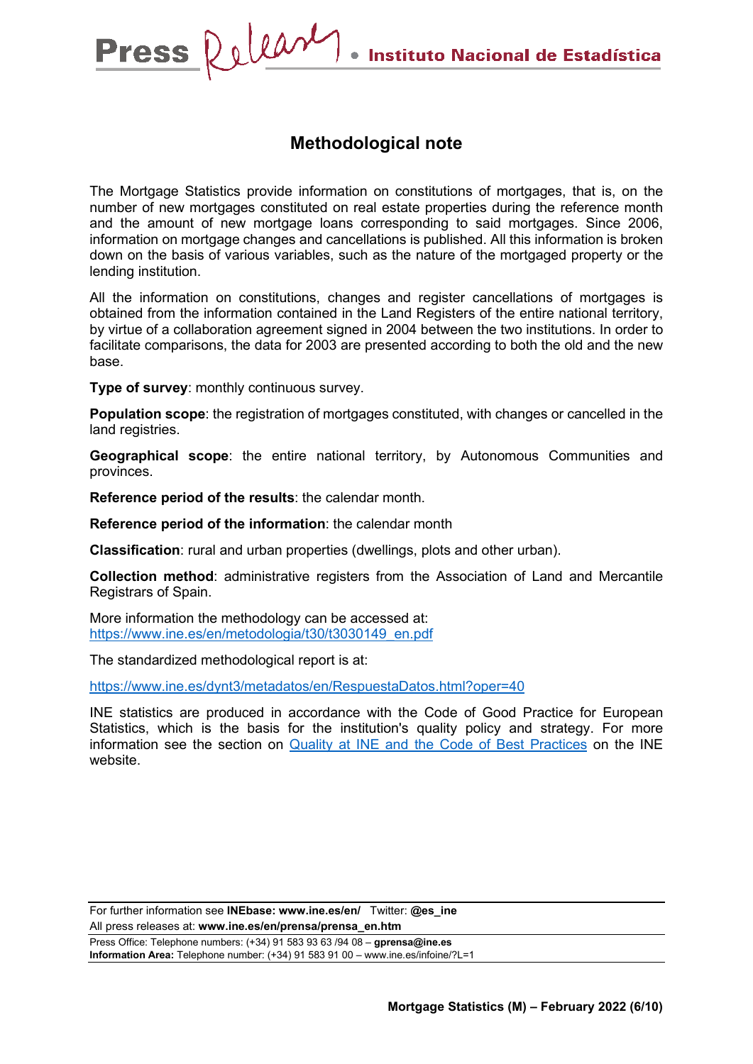# Methodological note

The Mortgage Statistics provide information on constitutions of mortgages, that is, on the number of new mortgages constituted on real estate properties during the reference month and the amount of new mortgage loans corresponding to said mortgages. Since 2006, information on mortgage changes and cancellations is published. All this information is broken down on the basis of various variables, such as the nature of the mortgaged property or the lending institution.

All the information on constitutions, changes and register cancellations of mortgages is obtained from the information contained in the Land Registers of the entire national territory, by virtue of a collaboration agreement signed in 2004 between the two institutions. In order to facilitate comparisons, the data for 2003 are presented according to both the old and the new base.

**Type of survey**: monthly continuous survey.

**Population scope**: the registration of mortgages constituted, with changes or cancelled in the land registries.

**Geographical scope**: the entire national territory, by Autonomous Communities and provinces.

**Reference period of the results**: the calendar month.

**Reference period of the information**: the calendar month

**Classification**: rural and urban properties (dwellings, plots and other urban).

**Collection method**: administrative registers from the Association of Land and Mercantile Registrars of Spain.

More information the methodology can be accessed at:
https://www.ine.es/en/metodologia/t30/t3030149_en.pdf

The standardized methodological report is at:

https://www.ine.es/dynt3/metadatos/en/RespuestaDatos.html?oper=40

INE statistics are produced in accordance with the Code of Good Practice for European Statistics, which is the basis for the institution's quality policy and strategy. For more information see the section on Quality at INE and the Code of Best Practices on the INE website.

For further information see **INEbase: www.ine.es/en/** Twitter: **@es_ine**
All press releases at: **www.ine.es/en/prensa/prensa_en.htm**

Press Office: Telephone numbers: (+34) 91 583 93 63 /94 08 – **gprensa@ine.es**
**Information Area:** Telephone number: (+34) 91 583 91 00 – www.ine.es/infoine/?L=1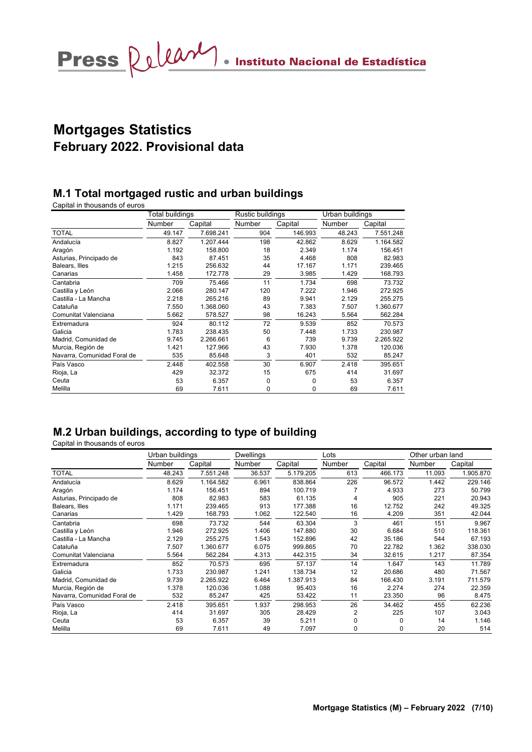# Mortgages Statistics
## February 2022. Provisional data

### M.1 Total mortgaged rustic and urban buildings

Capital in thousands of euros

| | Total buildings | | Rustic buildings | | Urban buildings | |
|---|---|---|---|---|---|---|
| | Number | Capital | Number | Capital | Number | Capital |
| TOTAL | 49.147 | 7.698.241 | 904 | 146.993 | 48.243 | 7.551.248 |
| Andalucía | 8.827 | 1.207.444 | 198 | 42.862 | 8.629 | 1.164.582 |
| Aragón | 1.192 | 158.800 | 18 | 2.349 | 1.174 | 156.451 |
| Asturias, Principado de | 843 | 87.451 | 35 | 4.468 | 808 | 82.983 |
| Balears, Illes | 1.215 | 256.632 | 44 | 17.167 | 1.171 | 239.465 |
| Canarias | 1.458 | 172.778 | 29 | 3.985 | 1.429 | 168.793 |
| Cantabria | 709 | 75.466 | 11 | 1.734 | 698 | 73.732 |
| Castilla y León | 2.066 | 280.147 | 120 | 7.222 | 1.946 | 272.925 |
| Castilla - La Mancha | 2.218 | 265.216 | 89 | 9.941 | 2.129 | 255.275 |
| Cataluña | 7.550 | 1.368.060 | 43 | 7.383 | 7.507 | 1.360.677 |
| Comunitat Valenciana | 5.662 | 578.527 | 98 | 16.243 | 5.564 | 562.284 |
| Extremadura | 924 | 80.112 | 72 | 9.539 | 852 | 70.573 |
| Galicia | 1.783 | 238.435 | 50 | 7.448 | 1.733 | 230.987 |
| Madrid, Comunidad de | 9.745 | 2.266.661 | 6 | 739 | 9.739 | 2.265.922 |
| Murcia, Región de | 1.421 | 127.966 | 43 | 7.930 | 1.378 | 120.036 |
| Navarra, Comunidad Foral de | 535 | 85.648 | 3 | 401 | 532 | 85.247 |
| País Vasco | 2.448 | 402.558 | 30 | 6.907 | 2.418 | 395.651 |
| Rioja, La | 429 | 32.372 | 15 | 675 | 414 | 31.697 |
| Ceuta | 53 | 6.357 | 0 | 0 | 53 | 6.357 |
| Melilla | 69 | 7.611 | 0 | 0 | 69 | 7.611 |

### M.2 Urban buildings, according to type of building

Capital in thousands of euros

| | Urban buildings | | Dwellings | | Lots | | Other urban land | |
|---|---|---|---|---|---|---|---|---|
| | Number | Capital | Number | Capital | Number | Capital | Number | Capital |
| TOTAL | 48.243 | 7.551.248 | 36.537 | 5.179.205 | 613 | 466.173 | 11.093 | 1.905.870 |
| Andalucía | 8.629 | 1.164.582 | 6.961 | 838.864 | 226 | 96.572 | 1.442 | 229.146 |
| Aragón | 1.174 | 156.451 | 894 | 100.719 | 7 | 4.933 | 273 | 50.799 |
| Asturias, Principado de | 808 | 82.983 | 583 | 61.135 | 4 | 905 | 221 | 20.943 |
| Balears, Illes | 1.171 | 239.465 | 913 | 177.388 | 16 | 12.752 | 242 | 49.325 |
| Canarias | 1.429 | 168.793 | 1.062 | 122.540 | 16 | 4.209 | 351 | 42.044 |
| Cantabria | 698 | 73.732 | 544 | 63.304 | 3 | 461 | 151 | 9.967 |
| Castilla y León | 1.946 | 272.925 | 1.406 | 147.880 | 30 | 6.684 | 510 | 118.361 |
| Castilla - La Mancha | 2.129 | 255.275 | 1.543 | 152.896 | 42 | 35.186 | 544 | 67.193 |
| Cataluña | 7.507 | 1.360.677 | 6.075 | 999.865 | 70 | 22.782 | 1.362 | 338.030 |
| Comunitat Valenciana | 5.564 | 562.284 | 4.313 | 442.315 | 34 | 32.615 | 1.217 | 87.354 |
| Extremadura | 852 | 70.573 | 695 | 57.137 | 14 | 1.647 | 143 | 11.789 |
| Galicia | 1.733 | 230.987 | 1.241 | 138.734 | 12 | 20.686 | 480 | 71.567 |
| Madrid, Comunidad de | 9.739 | 2.265.922 | 6.464 | 1.387.913 | 84 | 166.430 | 3.191 | 711.579 |
| Murcia, Región de | 1.378 | 120.036 | 1.088 | 95.403 | 16 | 2.274 | 274 | 22.359 |
| Navarra, Comunidad Foral de | 532 | 85.247 | 425 | 53.422 | 11 | 23.350 | 96 | 8.475 |
| País Vasco | 2.418 | 395.651 | 1.937 | 298.953 | 26 | 34.462 | 455 | 62.236 |
| Rioja, La | 414 | 31.697 | 305 | 28.429 | 2 | 225 | 107 | 3.043 |
| Ceuta | 53 | 6.357 | 39 | 5.211 | 0 | 0 | 14 | 1.146 |
| Melilla | 69 | 7.611 | 49 | 7.097 | 0 | 0 | 20 | 514 |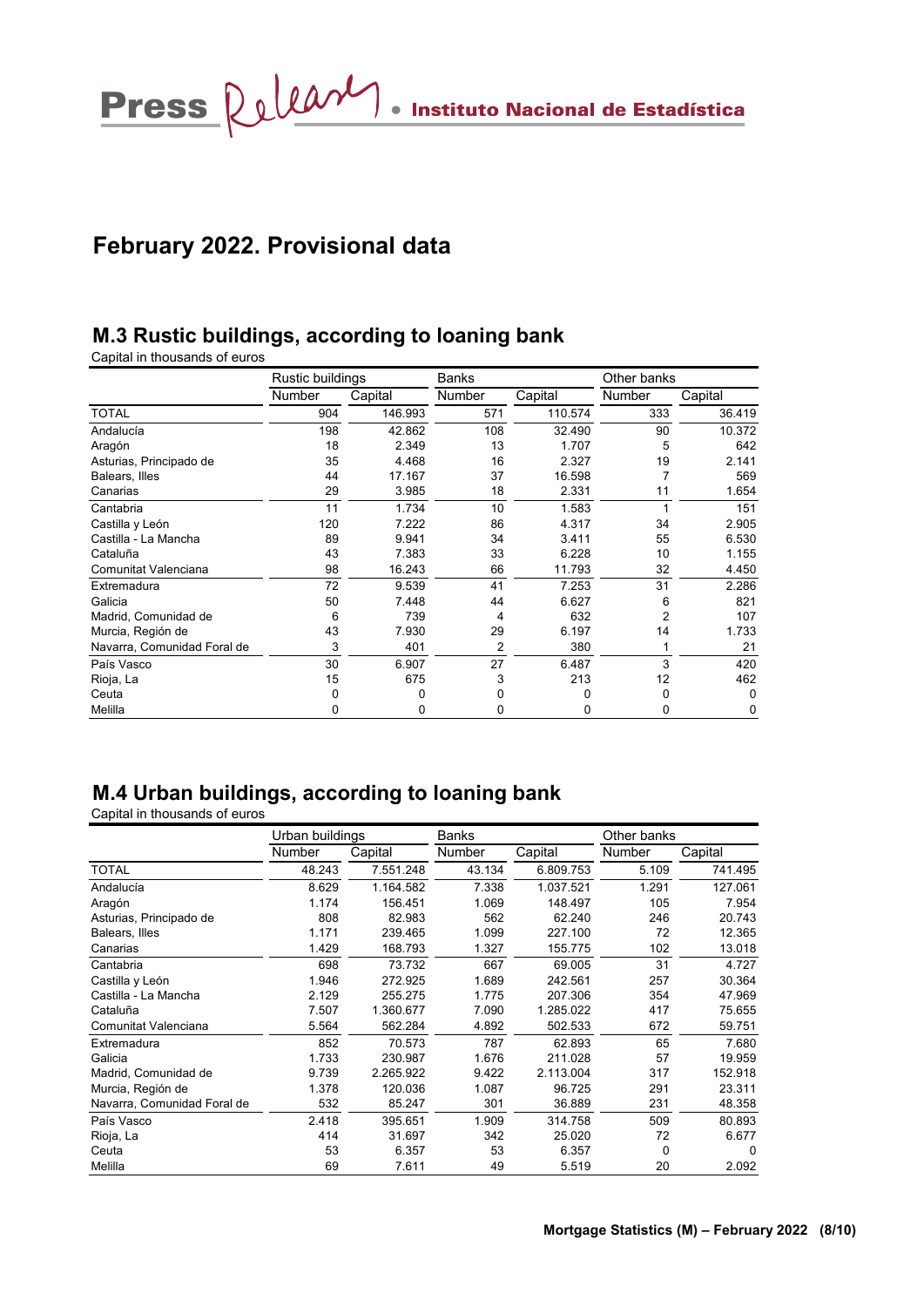## February 2022. Provisional data

### M.3 Rustic buildings, according to loaning bank

Capital in thousands of euros

| | Rustic buildings | | Banks | | Other banks | |
|---|---|---|---|---|---|---|
| | Number | Capital | Number | Capital | Number | Capital |
| TOTAL | 904 | 146.993 | 571 | 110.574 | 333 | 36.419 |
| Andalucía | 198 | 42.862 | 108 | 32.490 | 90 | 10.372 |
| Aragón | 18 | 2.349 | 13 | 1.707 | 5 | 642 |
| Asturias, Principado de | 35 | 4.468 | 16 | 2.327 | 19 | 2.141 |
| Balears, Illes | 44 | 17.167 | 37 | 16.598 | 7 | 569 |
| Canarias | 29 | 3.985 | 18 | 2.331 | 11 | 1.654 |
| Cantabria | 11 | 1.734 | 10 | 1.583 | 1 | 151 |
| Castilla y León | 120 | 7.222 | 86 | 4.317 | 34 | 2.905 |
| Castilla - La Mancha | 89 | 9.941 | 34 | 3.411 | 55 | 6.530 |
| Cataluña | 43 | 7.383 | 33 | 6.228 | 10 | 1.155 |
| Comunitat Valenciana | 98 | 16.243 | 66 | 11.793 | 32 | 4.450 |
| Extremadura | 72 | 9.539 | 41 | 7.253 | 31 | 2.286 |
| Galicia | 50 | 7.448 | 44 | 6.627 | 6 | 821 |
| Madrid, Comunidad de | 6 | 739 | 4 | 632 | 2 | 107 |
| Murcia, Región de | 43 | 7.930 | 29 | 6.197 | 14 | 1.733 |
| Navarra, Comunidad Foral de | 3 | 401 | 2 | 380 | 1 | 21 |
| País Vasco | 30 | 6.907 | 27 | 6.487 | 3 | 420 |
| Rioja, La | 15 | 675 | 3 | 213 | 12 | 462 |
| Ceuta | 0 | 0 | 0 | 0 | 0 | 0 |
| Melilla | 0 | 0 | 0 | 0 | 0 | 0 |

### M.4 Urban buildings, according to loaning bank

Capital in thousands of euros

| | Urban buildings | | Banks | | Other banks | |
|---|---|---|---|---|---|---|
| | Number | Capital | Number | Capital | Number | Capital |
| TOTAL | 48.243 | 7.551.248 | 43.134 | 6.809.753 | 5.109 | 741.495 |
| Andalucía | 8.629 | 1.164.582 | 7.338 | 1.037.521 | 1.291 | 127.061 |
| Aragón | 1.174 | 156.451 | 1.069 | 148.497 | 105 | 7.954 |
| Asturias, Principado de | 808 | 82.983 | 562 | 62.240 | 246 | 20.743 |
| Balears, Illes | 1.171 | 239.465 | 1.099 | 227.100 | 72 | 12.365 |
| Canarias | 1.429 | 168.793 | 1.327 | 155.775 | 102 | 13.018 |
| Cantabria | 698 | 73.732 | 667 | 69.005 | 31 | 4.727 |
| Castilla y León | 1.946 | 272.925 | 1.689 | 242.561 | 257 | 30.364 |
| Castilla - La Mancha | 2.129 | 255.275 | 1.775 | 207.306 | 354 | 47.969 |
| Cataluña | 7.507 | 1.360.677 | 7.090 | 1.285.022 | 417 | 75.655 |
| Comunitat Valenciana | 5.564 | 562.284 | 4.892 | 502.533 | 672 | 59.751 |
| Extremadura | 852 | 70.573 | 787 | 62.893 | 65 | 7.680 |
| Galicia | 1.733 | 230.987 | 1.676 | 211.028 | 57 | 19.959 |
| Madrid, Comunidad de | 9.739 | 2.265.922 | 9.422 | 2.113.004 | 317 | 152.918 |
| Murcia, Región de | 1.378 | 120.036 | 1.087 | 96.725 | 291 | 23.311 |
| Navarra, Comunidad Foral de | 532 | 85.247 | 301 | 36.889 | 231 | 48.358 |
| País Vasco | 2.418 | 395.651 | 1.909 | 314.758 | 509 | 80.893 |
| Rioja, La | 414 | 31.697 | 342 | 25.020 | 72 | 6.677 |
| Ceuta | 53 | 6.357 | 53 | 6.357 | 0 | 0 |
| Melilla | 69 | 7.611 | 49 | 5.519 | 20 | 2.092 |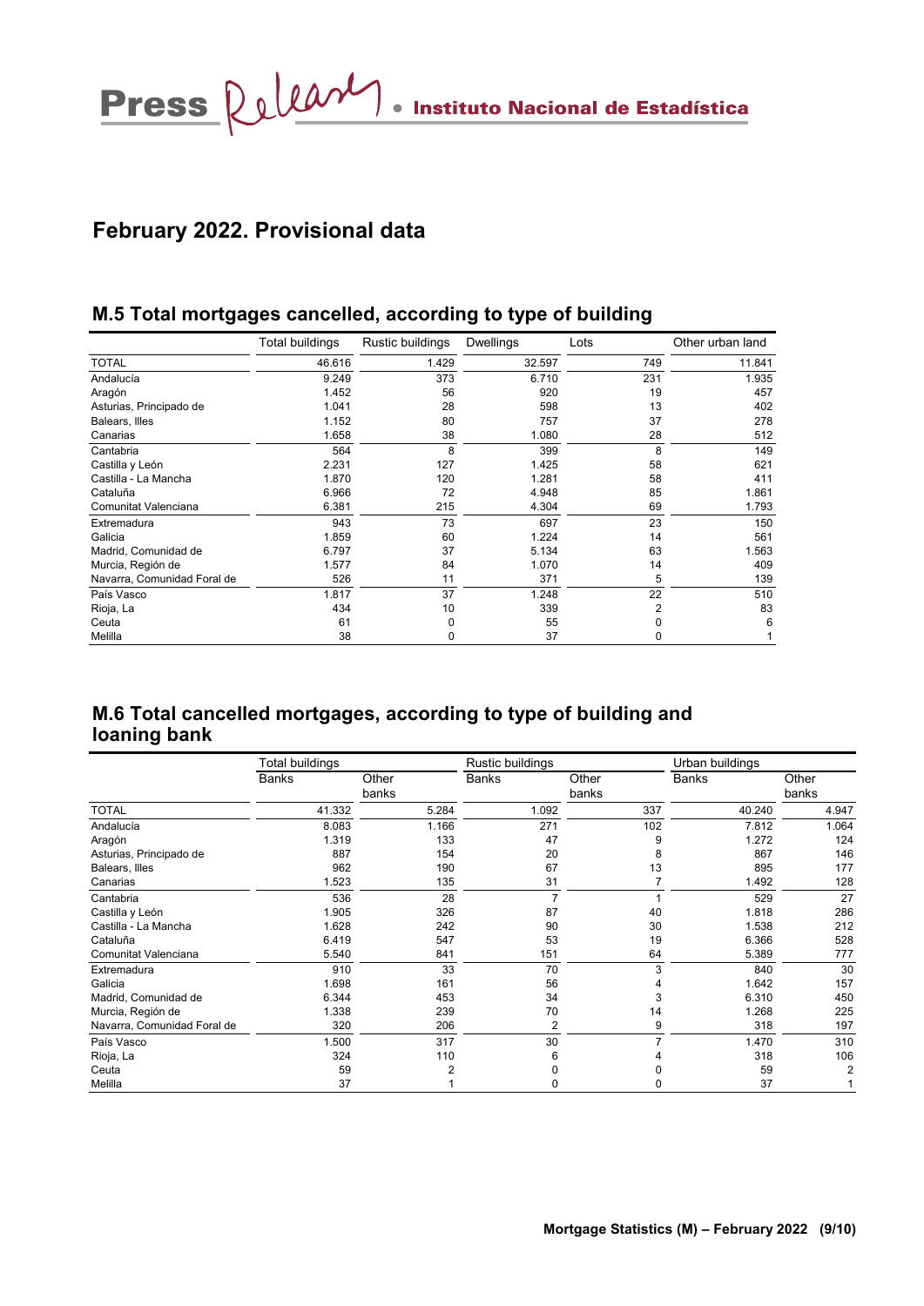## February 2022. Provisional data

### M.5 Total mortgages cancelled, according to type of building

| | Total buildings | Rustic buildings | Dwellings | Lots | Other urban land |
|---|---|---|---|---|---|
| TOTAL | 46.616 | 1.429 | 32.597 | 749 | 11.841 |
| Andalucía | 9.249 | 373 | 6.710 | 231 | 1.935 |
| Aragón | 1.452 | 56 | 920 | 19 | 457 |
| Asturias, Principado de | 1.041 | 28 | 598 | 13 | 402 |
| Balears, Illes | 1.152 | 80 | 757 | 37 | 278 |
| Canarias | 1.658 | 38 | 1.080 | 28 | 512 |
| Cantabria | 564 | 8 | 399 | 8 | 149 |
| Castilla y León | 2.231 | 127 | 1.425 | 58 | 621 |
| Castilla - La Mancha | 1.870 | 120 | 1.281 | 58 | 411 |
| Cataluña | 6.966 | 72 | 4.948 | 85 | 1.861 |
| Comunitat Valenciana | 6.381 | 215 | 4.304 | 69 | 1.793 |
| Extremadura | 943 | 73 | 697 | 23 | 150 |
| Galicia | 1.859 | 60 | 1.224 | 14 | 561 |
| Madrid, Comunidad de | 6.797 | 37 | 5.134 | 63 | 1.563 |
| Murcia, Región de | 1.577 | 84 | 1.070 | 14 | 409 |
| Navarra, Comunidad Foral de | 526 | 11 | 371 | 5 | 139 |
| País Vasco | 1.817 | 37 | 1.248 | 22 | 510 |
| Rioja, La | 434 | 10 | 339 | 2 | 83 |
| Ceuta | 61 | 0 | 55 | 0 | 6 |
| Melilla | 38 | 0 | 37 | 0 | 1 |

### M.6 Total cancelled mortgages, according to type of building and loaning bank

| | Total buildings | | Rustic buildings | | Urban buildings | |
|---|---|---|---|---|---|---|
| | Banks | Other banks | Banks | Other banks | Banks | Other banks |
| TOTAL | 41.332 | 5.284 | 1.092 | 337 | 40.240 | 4.947 |
| Andalucía | 8.083 | 1.166 | 271 | 102 | 7.812 | 1.064 |
| Aragón | 1.319 | 133 | 47 | 9 | 1.272 | 124 |
| Asturias, Principado de | 887 | 154 | 20 | 8 | 867 | 146 |
| Balears, Illes | 962 | 190 | 67 | 13 | 895 | 177 |
| Canarias | 1.523 | 135 | 31 | 7 | 1.492 | 128 |
| Cantabria | 536 | 28 | 7 | 1 | 529 | 27 |
| Castilla y León | 1.905 | 326 | 87 | 40 | 1.818 | 286 |
| Castilla - La Mancha | 1.628 | 242 | 90 | 30 | 1.538 | 212 |
| Cataluña | 6.419 | 547 | 53 | 19 | 6.366 | 528 |
| Comunitat Valenciana | 5.540 | 841 | 151 | 64 | 5.389 | 777 |
| Extremadura | 910 | 33 | 70 | 3 | 840 | 30 |
| Galicia | 1.698 | 161 | 56 | 4 | 1.642 | 157 |
| Madrid, Comunidad de | 6.344 | 453 | 34 | 3 | 6.310 | 450 |
| Murcia, Región de | 1.338 | 239 | 70 | 14 | 1.268 | 225 |
| Navarra, Comunidad Foral de | 320 | 206 | 2 | 9 | 318 | 197 |
| País Vasco | 1.500 | 317 | 30 | 7 | 1.470 | 310 |
| Rioja, La | 324 | 110 | 6 | 4 | 318 | 106 |
| Ceuta | 59 | 2 | 0 | 0 | 59 | 2 |
| Melilla | 37 | 1 | 0 | 0 | 37 | 1 |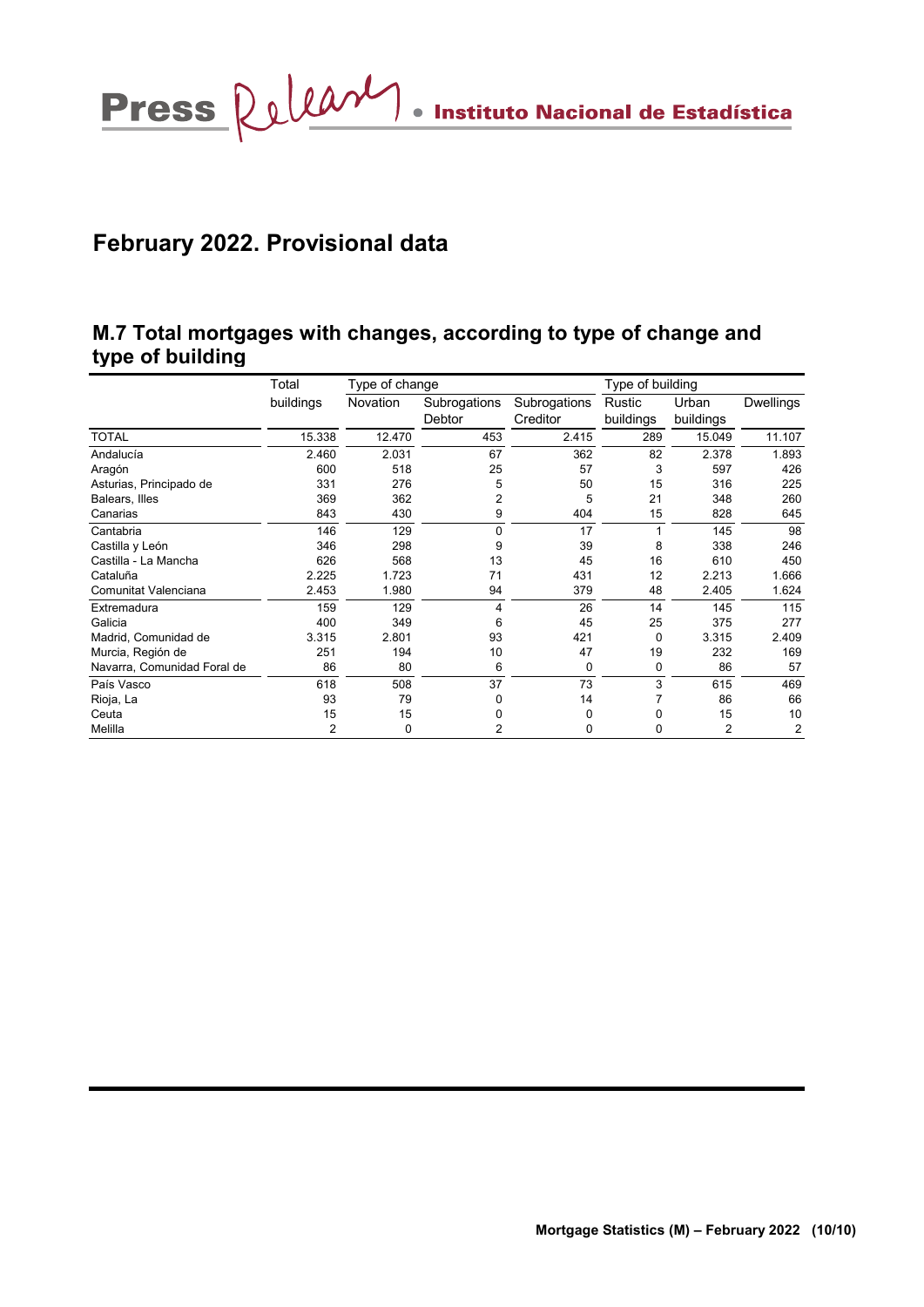## February 2022. Provisional data

### M.7 Total mortgages with changes, according to type of change and type of building

| | Total | Type of change | | | Type of building | | |
|---|---|---|---|---|---|---|---|
| | buildings | Novation | Subrogations Debtor | Subrogations Creditor | Rustic buildings | Urban buildings | Dwellings |
| TOTAL | 15.338 | 12.470 | 453 | 2.415 | 289 | 15.049 | 11.107 |
| Andalucía | 2.460 | 2.031 | 67 | 362 | 82 | 2.378 | 1.893 |
| Aragón | 600 | 518 | 25 | 57 | 3 | 597 | 426 |
| Asturias, Principado de | 331 | 276 | 5 | 50 | 15 | 316 | 225 |
| Balears, Illes | 369 | 362 | 2 | 5 | 21 | 348 | 260 |
| Canarias | 843 | 430 | 9 | 404 | 15 | 828 | 645 |
| Cantabria | 146 | 129 | 0 | 17 | 1 | 145 | 98 |
| Castilla y León | 346 | 298 | 9 | 39 | 8 | 338 | 246 |
| Castilla - La Mancha | 626 | 568 | 13 | 45 | 16 | 610 | 450 |
| Cataluña | 2.225 | 1.723 | 71 | 431 | 12 | 2.213 | 1.666 |
| Comunitat Valenciana | 2.453 | 1.980 | 94 | 379 | 48 | 2.405 | 1.624 |
| Extremadura | 159 | 129 | 4 | 26 | 14 | 145 | 115 |
| Galicia | 400 | 349 | 6 | 45 | 25 | 375 | 277 |
| Madrid, Comunidad de | 3.315 | 2.801 | 93 | 421 | 0 | 3.315 | 2.409 |
| Murcia, Región de | 251 | 194 | 10 | 47 | 19 | 232 | 169 |
| Navarra, Comunidad Foral de | 86 | 80 | 6 | 0 | 0 | 86 | 57 |
| País Vasco | 618 | 508 | 37 | 73 | 3 | 615 | 469 |
| Rioja, La | 93 | 79 | 0 | 14 | 7 | 86 | 66 |
| Ceuta | 15 | 15 | 0 | 0 | 0 | 15 | 10 |
| Melilla | 2 | 0 | 2 | 0 | 0 | 2 | 2 |